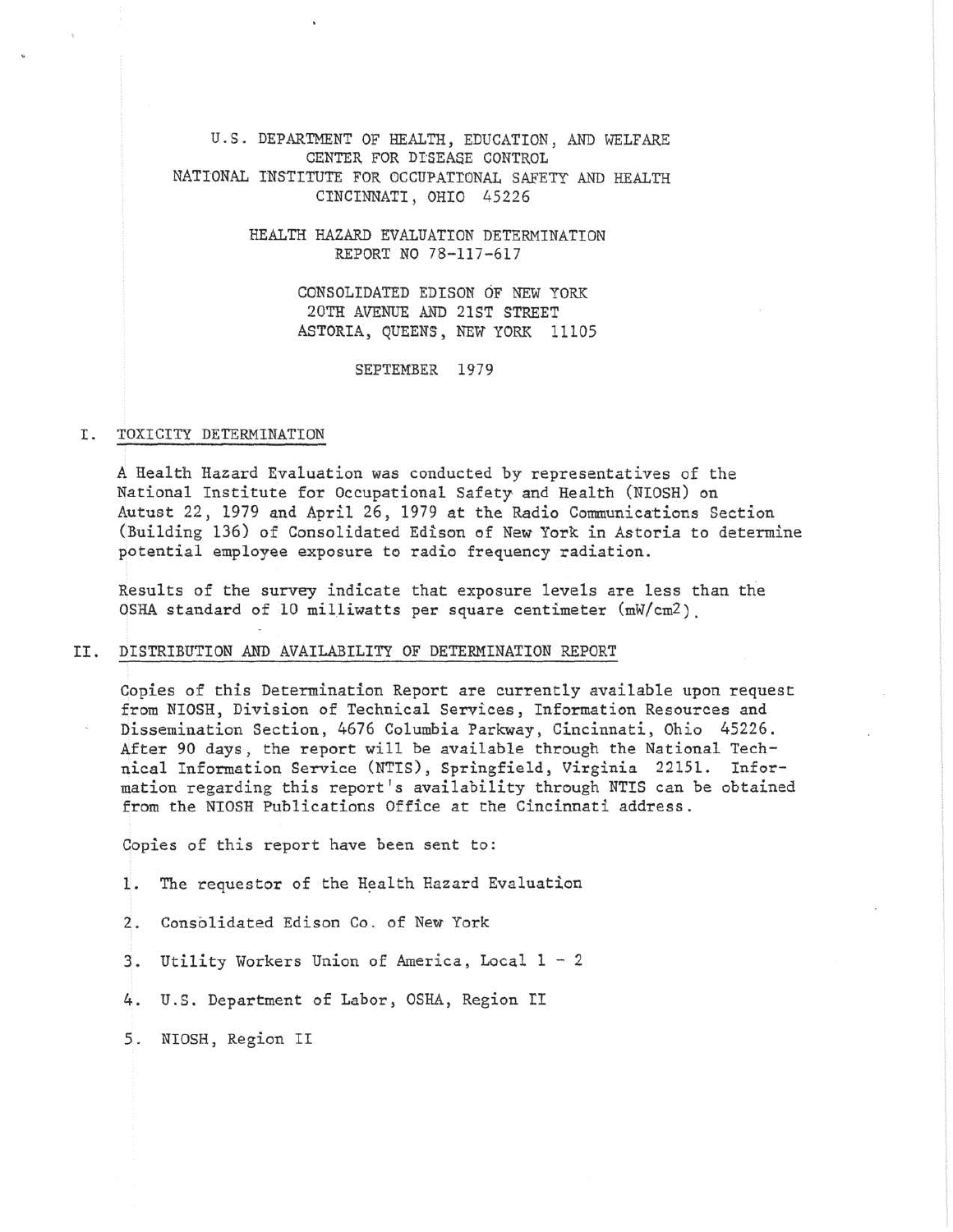U.S. DEPARTMENT OF HEALTH, EDUCATION, AND WELFARE
CENTER FOR DISEASE CONTROL
NATIONAL INSTITUTE FOR OCCUPATIONAL SAFETY AND HEALTH
CINCINNATI, OHIO 45226

HEALTH HAZARD EVALUATION DETERMINATION
REPORT NO 78-117-617

CONSOLIDATED EDISON OF NEW YORK
20TH AVENUE AND 21ST STREET
ASTORIA, QUEENS, NEW YORK 11105

SEPTEMBER 1979

## I. TOXICITY DETERMINATION

A Health Hazard Evaluation was conducted by representatives of the National Institute for Occupational Safety and Health (NIOSH) on Autust 22, 1979 and April 26, 1979 at the Radio Communications Section (Building 136) of Consolidated Edison of New York in Astoria to determine potential employee exposure to radio frequency radiation.

Results of the survey indicate that exposure levels are less than the OSHA standard of 10 milliwatts per square centimeter ($mW/cm^2$).

## II. DISTRIBUTION AND AVAILABILITY OF DETERMINATION REPORT

Copies of this Determination Report are currently available upon request from NIOSH, Division of Technical Services, Information Resources and Dissemination Section, 4676 Columbia Parkway, Cincinnati, Ohio 45226. After 90 days, the report will be available through the National Technical Information Service (NTIS), Springfield, Virginia 22151. Information regarding this report's availability through NTIS can be obtained from the NIOSH Publications Office at the Cincinnati address.

Copies of this report have been sent to:

1. The requestor of the Health Hazard Evaluation
2. Consolidated Edison Co. of New York
3. Utility Workers Union of America, Local 1 - 2
4. U.S. Department of Labor, OSHA, Region II
5. NIOSH, Region II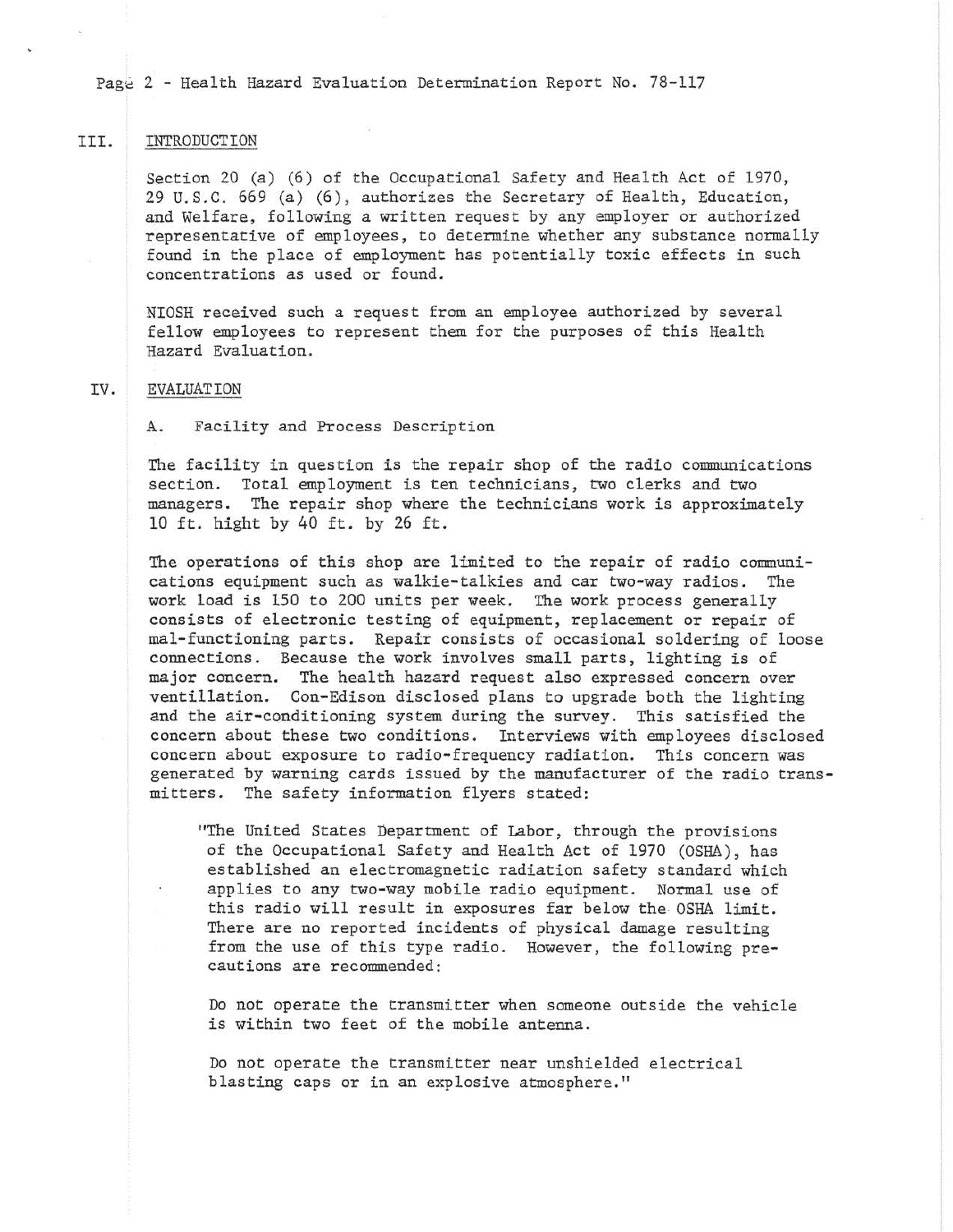## III. INTRODUCTION

Section 20 (a) (6) of the Occupational Safety and Health Act of 1970, 29 U.S.C. 669 (a) (6), authorizes the Secretary of Health, Education, and Welfare, following a written request by any employer or authorized representative of employees, to determine whether any substance normally found in the place of employment has potentially toxic effects in such concentrations as used or found.

NIOSH received such a request from an employee authorized by several fellow employees to represent them for the purposes of this Health Hazard Evaluation.

## IV. EVALUATION

### A. Facility and Process Description

The facility in question is the repair shop of the radio communications section. Total employment is ten technicians, two clerks and two managers. The repair shop where the technicians work is approximately 10 ft. hight by 40 ft. by 26 ft.

The operations of this shop are limited to the repair of radio communications equipment such as walkie-talkies and car two-way radios. The work load is 150 to 200 units per week. The work process generally consists of electronic testing of equipment, replacement or repair of mal-functioning parts. Repair consists of occasional soldering of loose connections. Because the work involves small parts, lighting is of major concern. The health hazard request also expressed concern over ventillation. Con-Edison disclosed plans to upgrade both the lighting and the air-conditioning system during the survey. This satisfied the concern about these two conditions. Interviews with employees disclosed concern about exposure to radio-frequency radiation. This concern was generated by warning cards issued by the manufacturer of the radio transmitters. The safety information flyers stated:

> "The United States Department of Labor, through the provisions of the Occupational Safety and Health Act of 1970 (OSHA), has established an electromagnetic radiation safety standard which applies to any two-way mobile radio equipment. Normal use of this radio will result in exposures far below the OSHA limit. There are no reported incidents of physical damage resulting from the use of this type radio. However, the following precautions are recommended:
>
> Do not operate the transmitter when someone outside the vehicle is within two feet of the mobile antenna.
>
> Do not operate the transmitter near unshielded electrical blasting caps or in an explosive atmosphere."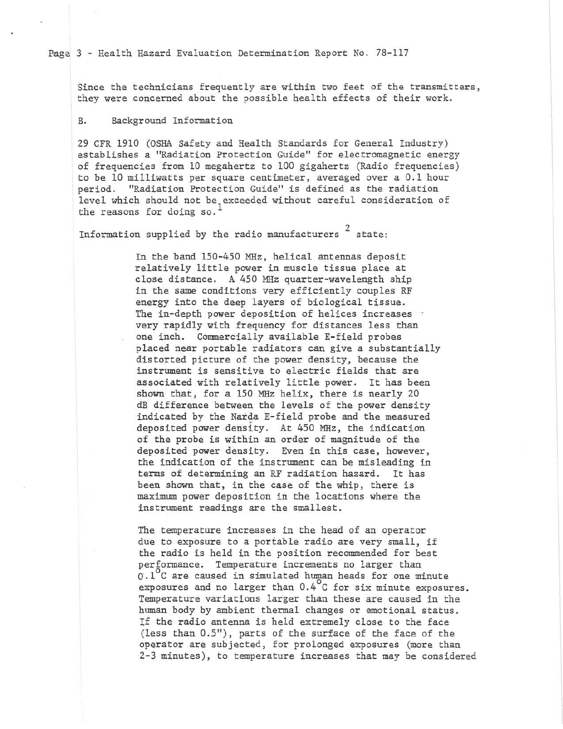Since the technicians frequently are within two feet of the transmitters, they were concerned about the possible health effects of their work.

## B. Background Information

29 CFR 1910 (OSHA Safety and Health Standards for General Industry) establishes a "Radiation Protection Guide" for electromagnetic energy of frequencies from 10 megahertz to 100 gigahertz (Radio frequencies) to be 10 milliwatts per square centimeter, averaged over a 0.1 hour period. "Radiation Protection Guide" is defined as the radiation level which should not be exceeded without careful consideration of the reasons for doing so.[1]

Information supplied by the radio manufacturers [2] state:

> In the band 150-450 MHz, helical antennas deposit relatively little power in muscle tissue place at close distance. A 450 MHz quarter-wavelength ship in the same conditions very efficiently couples RF energy into the deep layers of biological tissue. The in-depth power deposition of helices increases very rapidly with frequency for distances less than one inch. Commercially available E-field probes placed near portable radiators can give a substantially distorted picture of the power density, because the instrument is sensitive to electric fields that are associated with relatively little power. It has been shown that, for a 150 MHz helix, there is nearly 20 dB difference between the levels of the power density indicated by the Narda E-field probe and the measured deposited power density. At 450 MHz, the indication of the probe is within an order of magnitude of the deposited power density. Even in this case, however, the indication of the instrument can be misleading in terms of determining an RF radiation hazard. It has been shown that, in the case of the whip, there is maximum power deposition in the locations where the instrument readings are the smallest.
>
> The temperature increases in the head of an operator due to exposure to a portable radio are very small, if the radio is held in the position recommended for best performance. Temperature increments no larger than $0.1^{\circ}C$ are caused in simulated human heads for one minute exposures and no larger than $0.4^{\circ}C$ for six minute exposures. Temperature variations larger than these are caused in the human body by ambient thermal changes or emotional status. If the radio antenna is held extremely close to the face (less than 0.5"), parts of the surface of the face of the operator are subjected, for prolonged exposures (more than 2-3 minutes), to temperature increases that may be considered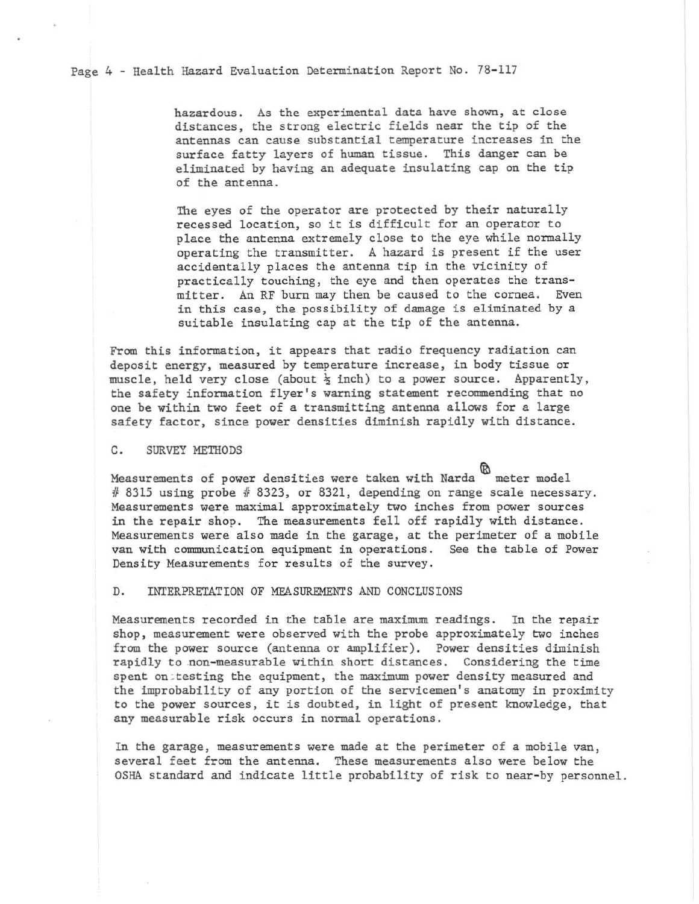hazardous. As the experimental data have shown, at close distances, the strong electric fields near the tip of the antennas can cause substantial temperature increases in the surface fatty layers of human tissue. This danger can be eliminated by having an adequate insulating cap on the tip of the antenna.

> The eyes of the operator are protected by their naturally recessed location, so it is difficult for an operator to place the antenna extremely close to the eye while normally operating the transmitter. A hazard is present if the user accidentally places the antenna tip in the vicinity of practically touching, the eye and then operates the transmitter. An RF burn may then be caused to the cornea. Even in this case, the possibility of damage is eliminated by a suitable insulating cap at the tip of the antenna.

From this information, it appears that radio frequency radiation can deposit energy, measured by temperature increase, in body tissue or muscle, held very close (about ½ inch) to a power source. Apparently, the safety information flyer's warning statement recommending that no one be within two feet of a transmitting antenna allows for a large safety factor, since power densities diminish rapidly with distance.

## C. SURVEY METHODS

Measurements of power densities were taken with Narda® meter model # 8315 using probe # 8323, or 8321, depending on range scale necessary. Measurements were maximal approximately two inches from power sources in the repair shop. The measurements fell off rapidly with distance. Measurements were also made in the garage, at the perimeter of a mobile van with communication equipment in operations. See the table of Power Density Measurements for results of the survey.

## D. INTERPRETATION OF MEASUREMENTS AND CONCLUSIONS

Measurements recorded in the table are maximum readings. In the repair shop, measurement were observed with the probe approximately two inches from the power source (antenna or amplifier). Power densities diminish rapidly to non-measurable within short distances. Considering the time spent on testing the equipment, the maximum power density measured and the improbability of any portion of the servicemen's anatomy in proximity to the power sources, it is doubted, in light of present knowledge, that any measurable risk occurs in normal operations.

In the garage, measurements were made at the perimeter of a mobile van, several feet from the antenna. These measurements also were below the OSHA standard and indicate little probability of risk to near-by personnel.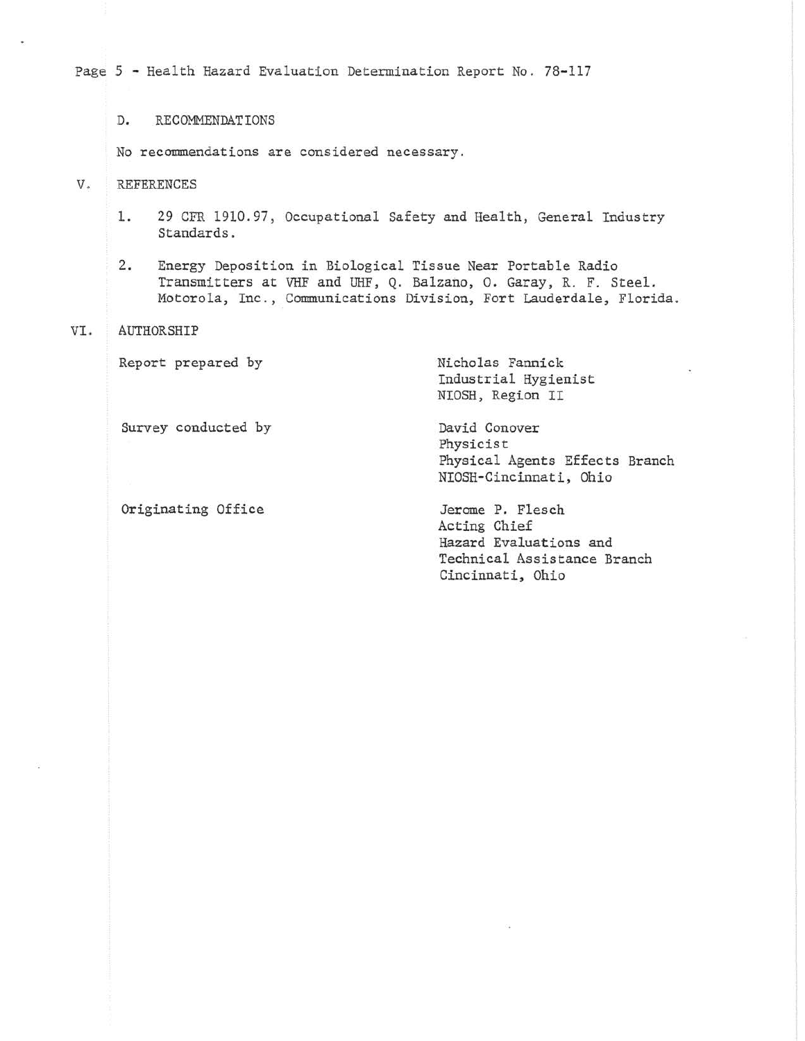### D. RECOMMENDATIONS

No recommendations are considered necessary.

## V. REFERENCES

1. 29 CFR 1910.97, Occupational Safety and Health, General Industry Standards.
2. Energy Deposition in Biological Tissue Near Portable Radio Transmitters at VHF and UHF, Q. Balzano, O. Garay, R. F. Steel. Motorola, Inc., Communications Division, Fort Lauderdale, Florida.

## VI. AUTHORSHIP

| | |
|---|---|
| Report prepared by | Nicholas Fannick<br>Industrial Hygienist<br>NIOSH, Region II |
| Survey conducted by | David Conover<br>Physicist<br>Physical Agents Effects Branch<br>NIOSH-Cincinnati, Ohio |
| Originating Office | Jerome P. Flesch<br>Acting Chief<br>Hazard Evaluations and Technical Assistance Branch<br>Cincinnati, Ohio |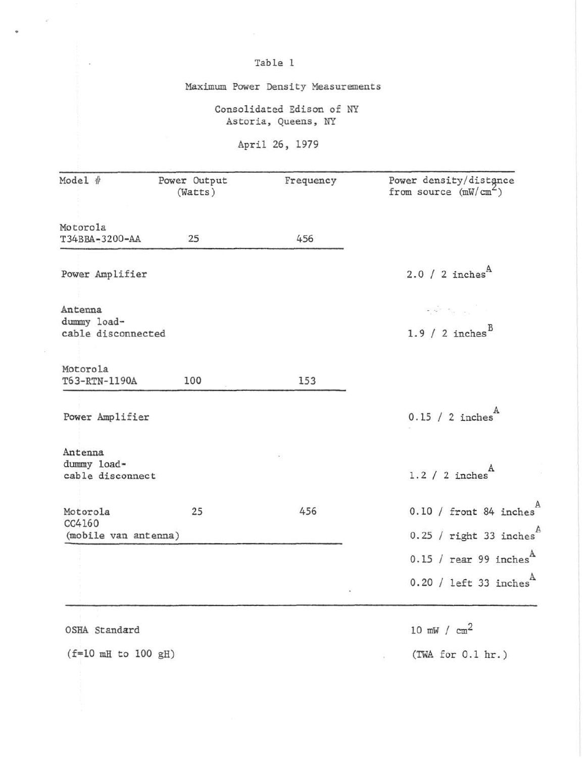Table 1

Maximum Power Density Measurements

Consolidated Edison of NY
Astoria, Queens, NY

April 26, 1979

| Model # | Power Output (Watts) | Frequency | Power density/distance from source ($mW/cm^2$) |
|---|---|---|---|
| Motorola T34BBA-3200-AA | 25 | 456 | |
| Power Amplifier | | | 2.0 / 2 inches[A] |
| Antenna dummy load-cable disconnected | | | 1.9 / 2 inches[B] |
| Motorola T63-RTN-1190A | 100 | 153 | |
| Power Amplifier | | | 0.15 / 2 inches[A] |
| Antenna dummy load-cable disconnect | | | 1.2 / 2 inches[A] |
| Motorola CC4160 (mobile van antenna) | 25 | 456 | 0.10 / front 84 inches[A] |
| | | | 0.25 / right 33 inches[A] |
| | | | 0.15 / rear 99 inches[A] |
| | | | 0.20 / left 33 inches[A] |
| OSHA Standard (f=10 mH to 100 gH) | | | 10 $mW / cm^2$ (TWA for 0.1 hr.) |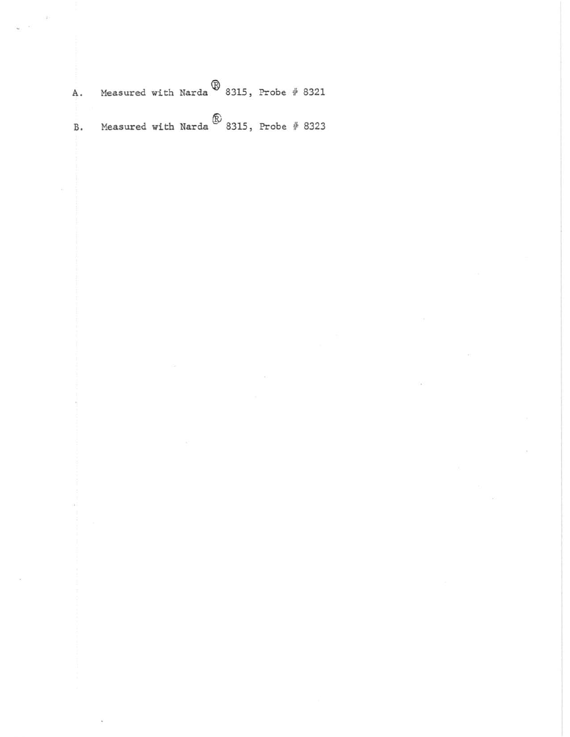A. Measured with Narda® 8315, Probe # 8321

B. Measured with Narda® 8315, Probe # 8323